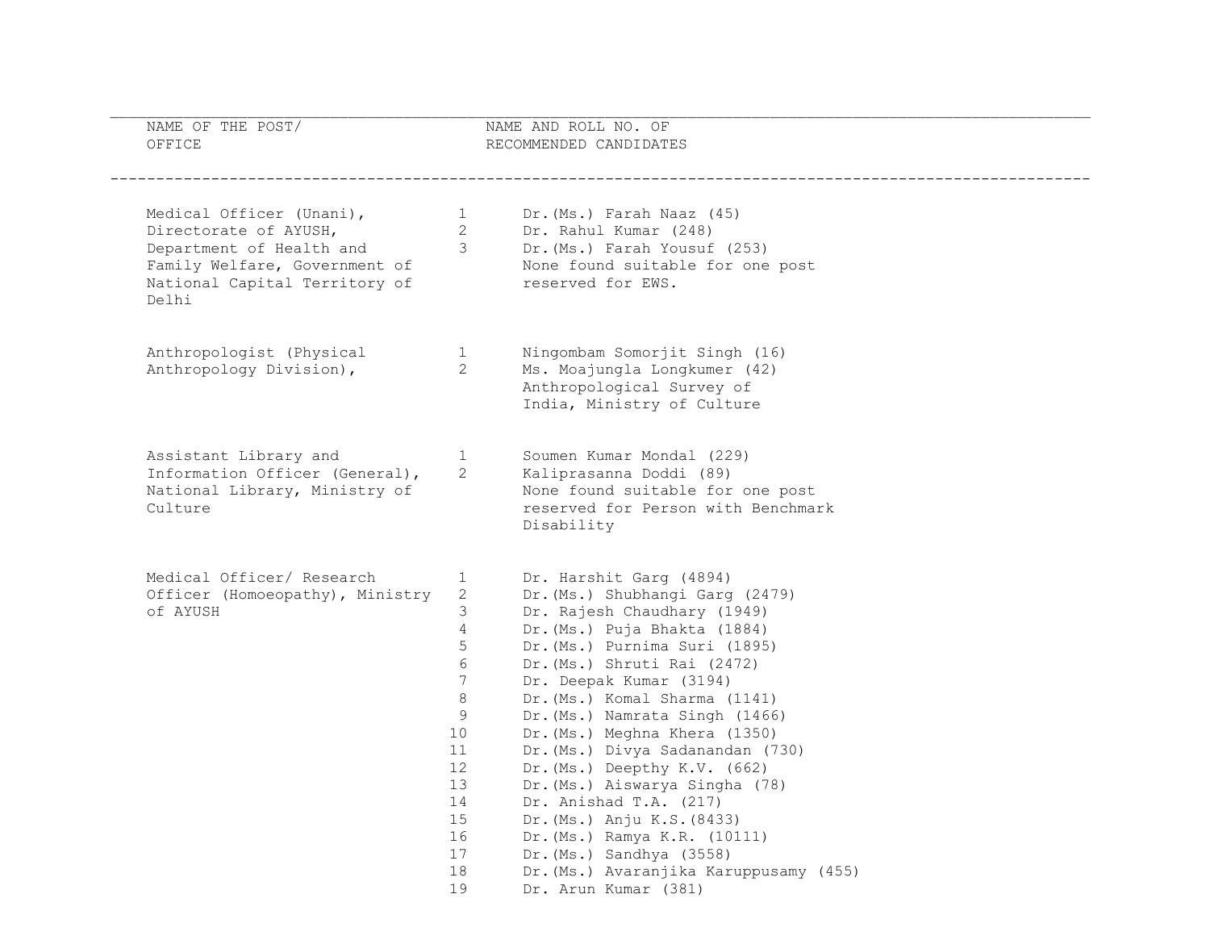| NAME OF THE POST/ OFFICE | | NAME AND ROLL NO. OF RECOMMENDED CANDIDATES |
|---|---|---|
| Medical Officer (Unani), Directorate of AYUSH, Department of Health and Family Welfare, Government of National Capital Territory of Delhi | 1 | Dr.(Ms.) Farah Naaz (45) |
| | 2 | Dr. Rahul Kumar (248) |
| | 3 | Dr.(Ms.) Farah Yousuf (253) |
| | | None found suitable for one post reserved for EWS. |
| Anthropologist (Physical Anthropology Division), Anthropological Survey of India, Ministry of Culture | 1 | Ningombam Somorjit Singh (16) |
| | 2 | Ms. Moajungla Longkumer (42) |
| Assistant Library and Information Officer (General), National Library, Ministry of Culture | 1 | Soumen Kumar Mondal (229) |
| | 2 | Kaliprasanna Doddi (89) |
| | | None found suitable for one post reserved for Person with Benchmark Disability |
| Medical Officer/ Research Officer (Homoeopathy), Ministry of AYUSH | 1 | Dr. Harshit Garg (4894) |
| | 2 | Dr.(Ms.) Shubhangi Garg (2479) |
| | 3 | Dr. Rajesh Chaudhary (1949) |
| | 4 | Dr.(Ms.) Puja Bhakta (1884) |
| | 5 | Dr.(Ms.) Purnima Suri (1895) |
| | 6 | Dr.(Ms.) Shruti Rai (2472) |
| | 7 | Dr. Deepak Kumar (3194) |
| | 8 | Dr.(Ms.) Komal Sharma (1141) |
| | 9 | Dr.(Ms.) Namrata Singh (1466) |
| | 10 | Dr.(Ms.) Meghna Khera (1350) |
| | 11 | Dr.(Ms.) Divya Sadanandan (730) |
| | 12 | Dr.(Ms.) Deepthy K.V. (662) |
| | 13 | Dr.(Ms.) Aiswarya Singha (78) |
| | 14 | Dr. Anishad T.A. (217) |
| | 15 | Dr.(Ms.) Anju K.S.(8433) |
| | 16 | Dr.(Ms.) Ramya K.R. (10111) |
| | 17 | Dr.(Ms.) Sandhya (3558) |
| | 18 | Dr.(Ms.) Avaranjika Karuppusamy (455) |
| | 19 | Dr. Arun Kumar (381) |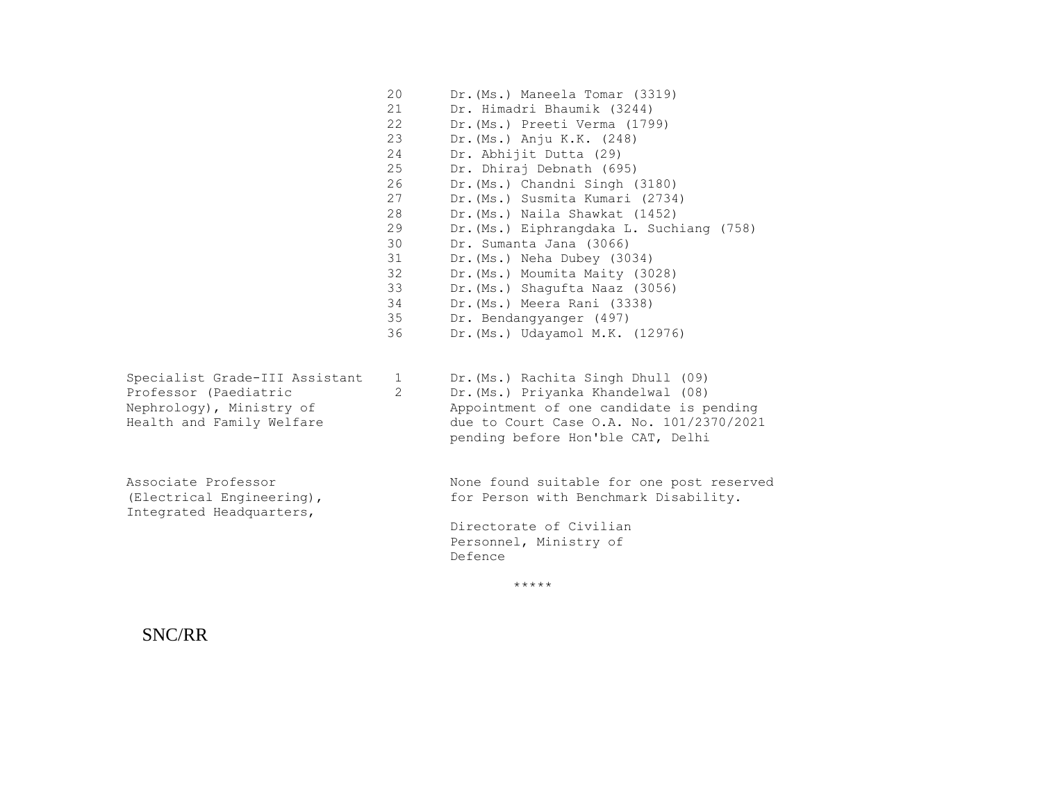| | | |
|---|---|---|
| | 20 | Dr.(Ms.) Maneela Tomar (3319) |
| | 21 | Dr. Himadri Bhaumik (3244) |
| | 22 | Dr.(Ms.) Preeti Verma (1799) |
| | 23 | Dr.(Ms.) Anju K.K. (248) |
| | 24 | Dr. Abhijit Dutta (29) |
| | 25 | Dr. Dhiraj Debnath (695) |
| | 26 | Dr.(Ms.) Chandni Singh (3180) |
| | 27 | Dr.(Ms.) Susmita Kumari (2734) |
| | 28 | Dr.(Ms.) Naila Shawkat (1452) |
| | 29 | Dr.(Ms.) Eiphrangdaka L. Suchiang (758) |
| | 30 | Dr. Sumanta Jana (3066) |
| | 31 | Dr.(Ms.) Neha Dubey (3034) |
| | 32 | Dr.(Ms.) Moumita Maity (3028) |
| | 33 | Dr.(Ms.) Shagufta Naaz (3056) |
| | 34 | Dr.(Ms.) Meera Rani (3338) |
| | 35 | Dr. Bendangyanger (497) |
| | 36 | Dr.(Ms.) Udayamol M.K. (12976) |
| Specialist Grade-III Assistant Professor (Paediatric Nephrology), Ministry of Health and Family Welfare | 1 | Dr.(Ms.) Rachita Singh Dhull (09) |
| | 2 | Dr.(Ms.) Priyanka Khandelwal (08) |
| | | Appointment of one candidate is pending due to Court Case O.A. No. 101/2370/2021 pending before Hon'ble CAT, Delhi |
| Associate Professor (Electrical Engineering), Integrated Headquarters, Directorate of Civilian Personnel, Ministry of Defence | | None found suitable for one post reserved for Person with Benchmark Disability. |

*****

SNC/RR